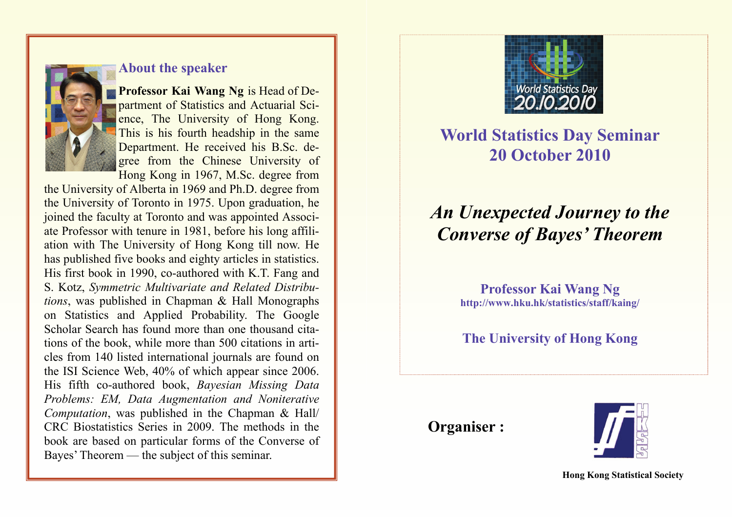## About the speaker

**Professor Kai Wang Ng** is Head of Department of Statistics and Actuarial Science, The University of Hong Kong. This is his fourth headship in the same Department. He received his B.Sc. degree from the Chinese University of Hong Kong in 1967, M.Sc. degree from the University of Alberta in 1969 and Ph.D. degree from the University of Toronto in 1975. Upon graduation, he joined the faculty at Toronto and was appointed Associate Professor with tenure in 1981, before his long affiliation with The University of Hong Kong till now. He has published five books and eighty articles in statistics. His first book in 1990, co-authored with K.T. Fang and S. Kotz, *Symmetric Multivariate and Related Distributions*, was published in Chapman & Hall Monographs on Statistics and Applied Probability. The Google Scholar Search has found more than one thousand citations of the book, while more than 500 citations in articles from 140 listed international journals are found on the ISI Science Web, 40% of which appear since 2006. His fifth co-authored book, *Bayesian Missing Data Problems: EM, Data Augmentation and Noniterative Computation*, was published in the Chapman & Hall/CRC Biostatistics Series in 2009. The methods in the book are based on particular forms of the Converse of Bayes' Theorem — the subject of this seminar.

World Statistics Day 20.10.2010

# World Statistics Day Seminar
# 20 October 2010

## *An Unexpected Journey to the Converse of Bayes' Theorem*

**Professor Kai Wang Ng**
**http://www.hku.hk/statistics/staff/kaing/**

**The University of Hong Kong**

**Organiser :**

HKSS

**Hong Kong Statistical Society**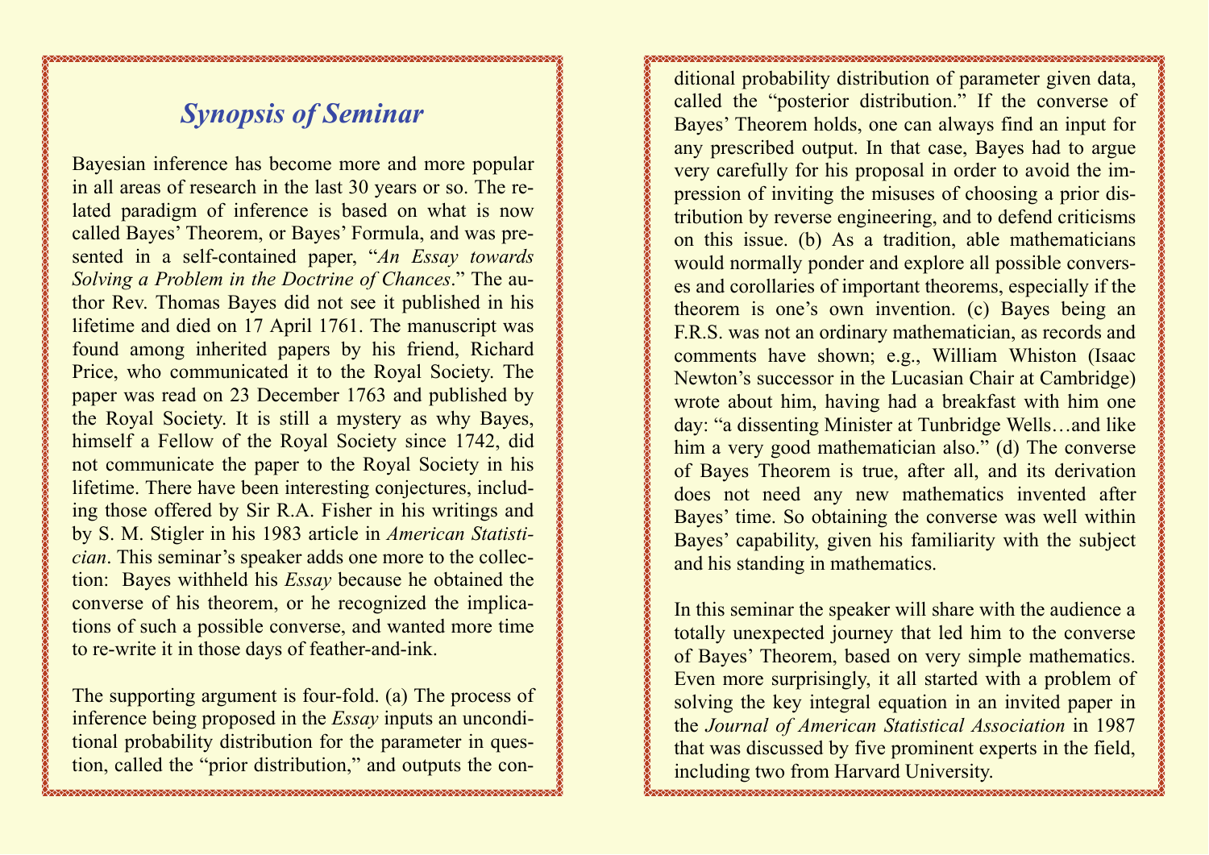# *Synopsis of Seminar*

Bayesian inference has become more and more popular in all areas of research in the last 30 years or so. The related paradigm of inference is based on what is now called Bayes' Theorem, or Bayes' Formula, and was presented in a self-contained paper, "*An Essay towards Solving a Problem in the Doctrine of Chances*." The author Rev. Thomas Bayes did not see it published in his lifetime and died on 17 April 1761. The manuscript was found among inherited papers by his friend, Richard Price, who communicated it to the Royal Society. The paper was read on 23 December 1763 and published by the Royal Society. It is still a mystery as why Bayes, himself a Fellow of the Royal Society since 1742, did not communicate the paper to the Royal Society in his lifetime. There have been interesting conjectures, including those offered by Sir R.A. Fisher in his writings and by S. M. Stigler in his 1983 article in *American Statistician*. This seminar's speaker adds one more to the collection: Bayes withheld his *Essay* because he obtained the converse of his theorem, or he recognized the implications of such a possible converse, and wanted more time to re-write it in those days of feather-and-ink.

The supporting argument is four-fold. (a) The process of inference being proposed in the *Essay* inputs an unconditional probability distribution for the parameter in question, called the "prior distribution," and outputs the conditional probability distribution of parameter given data, called the "posterior distribution." If the converse of Bayes' Theorem holds, one can always find an input for any prescribed output. In that case, Bayes had to argue very carefully for his proposal in order to avoid the impression of inviting the misuses of choosing a prior distribution by reverse engineering, and to defend criticisms on this issue. (b) As a tradition, able mathematicians would normally ponder and explore all possible converses and corollaries of important theorems, especially if the theorem is one's own invention. (c) Bayes being an F.R.S. was not an ordinary mathematician, as records and comments have shown; e.g., William Whiston (Isaac Newton's successor in the Lucasian Chair at Cambridge) wrote about him, having had a breakfast with him one day: "a dissenting Minister at Tunbridge Wells…and like him a very good mathematician also." (d) The converse of Bayes Theorem is true, after all, and its derivation does not need any new mathematics invented after Bayes' time. So obtaining the converse was well within Bayes' capability, given his familiarity with the subject and his standing in mathematics.

In this seminar the speaker will share with the audience a totally unexpected journey that led him to the converse of Bayes' Theorem, based on very simple mathematics. Even more surprisingly, it all started with a problem of solving the key integral equation in an invited paper in the *Journal of American Statistical Association* in 1987 that was discussed by five prominent experts in the field, including two from Harvard University.